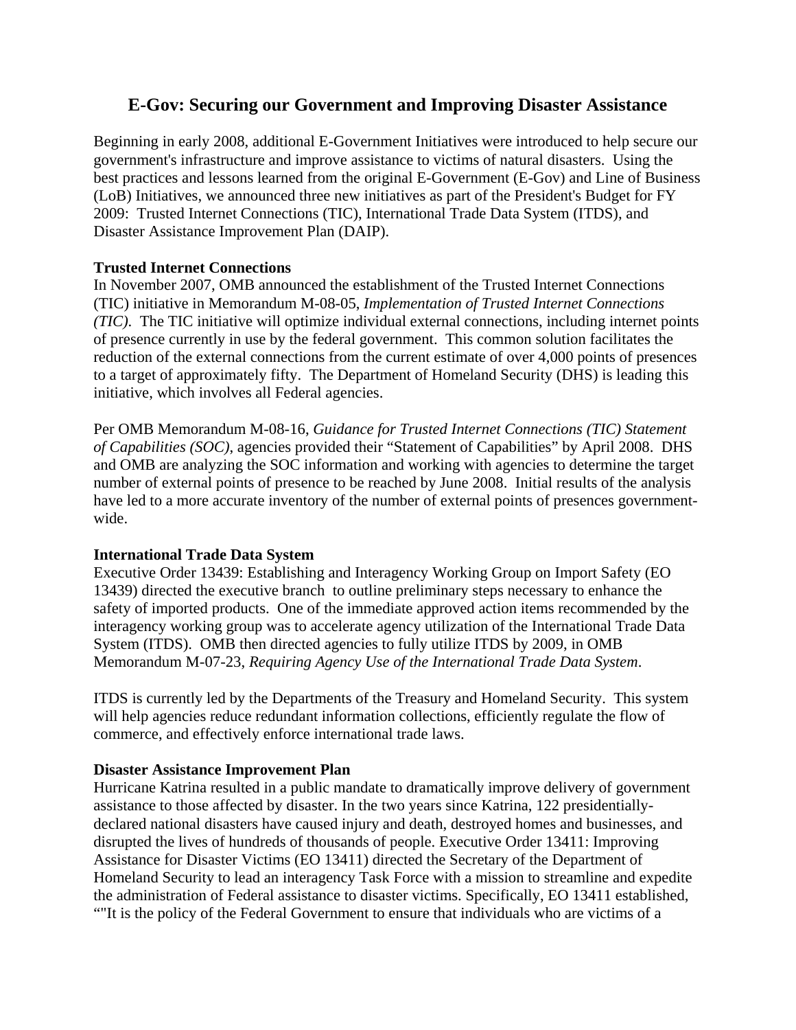# E-Gov: Securing our Government and Improving Disaster Assistance

Beginning in early 2008, additional E-Government Initiatives were introduced to help secure our government's infrastructure and improve assistance to victims of natural disasters. Using the best practices and lessons learned from the original E-Government (E-Gov) and Line of Business (LoB) Initiatives, we announced three new initiatives as part of the President's Budget for FY 2009: Trusted Internet Connections (TIC), International Trade Data System (ITDS), and Disaster Assistance Improvement Plan (DAIP).

**Trusted Internet Connections**

In November 2007, OMB announced the establishment of the Trusted Internet Connections (TIC) initiative in Memorandum M-08-05, *Implementation of Trusted Internet Connections (TIC)*. The TIC initiative will optimize individual external connections, including internet points of presence currently in use by the federal government. This common solution facilitates the reduction of the external connections from the current estimate of over 4,000 points of presences to a target of approximately fifty. The Department of Homeland Security (DHS) is leading this initiative, which involves all Federal agencies.

Per OMB Memorandum M-08-16, *Guidance for Trusted Internet Connections (TIC) Statement of Capabilities (SOC)*, agencies provided their "Statement of Capabilities" by April 2008. DHS and OMB are analyzing the SOC information and working with agencies to determine the target number of external points of presence to be reached by June 2008. Initial results of the analysis have led to a more accurate inventory of the number of external points of presences government-wide.

**International Trade Data System**

Executive Order 13439: Establishing and Interagency Working Group on Import Safety (EO 13439) directed the executive branch to outline preliminary steps necessary to enhance the safety of imported products. One of the immediate approved action items recommended by the interagency working group was to accelerate agency utilization of the International Trade Data System (ITDS). OMB then directed agencies to fully utilize ITDS by 2009, in OMB Memorandum M-07-23, *Requiring Agency Use of the International Trade Data System*.

ITDS is currently led by the Departments of the Treasury and Homeland Security. This system will help agencies reduce redundant information collections, efficiently regulate the flow of commerce, and effectively enforce international trade laws.

**Disaster Assistance Improvement Plan**

Hurricane Katrina resulted in a public mandate to dramatically improve delivery of government assistance to those affected by disaster. In the two years since Katrina, 122 presidentially-declared national disasters have caused injury and death, destroyed homes and businesses, and disrupted the lives of hundreds of thousands of people. Executive Order 13411: Improving Assistance for Disaster Victims (EO 13411) directed the Secretary of the Department of Homeland Security to lead an interagency Task Force with a mission to streamline and expedite the administration of Federal assistance to disaster victims. Specifically, EO 13411 established, ""It is the policy of the Federal Government to ensure that individuals who are victims of a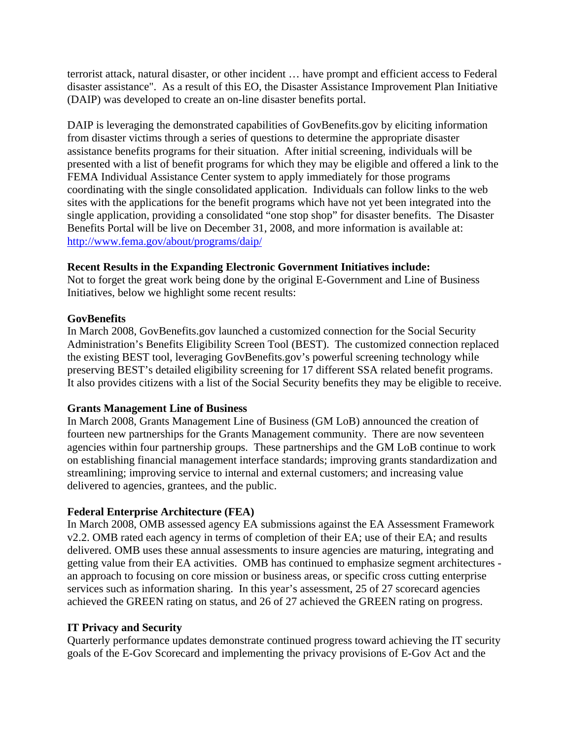terrorist attack, natural disaster, or other incident … have prompt and efficient access to Federal disaster assistance". As a result of this EO, the Disaster Assistance Improvement Plan Initiative (DAIP) was developed to create an on-line disaster benefits portal.

DAIP is leveraging the demonstrated capabilities of GovBenefits.gov by eliciting information from disaster victims through a series of questions to determine the appropriate disaster assistance benefits programs for their situation. After initial screening, individuals will be presented with a list of benefit programs for which they may be eligible and offered a link to the FEMA Individual Assistance Center system to apply immediately for those programs coordinating with the single consolidated application. Individuals can follow links to the web sites with the applications for the benefit programs which have not yet been integrated into the single application, providing a consolidated "one stop shop" for disaster benefits. The Disaster Benefits Portal will be live on December 31, 2008, and more information is available at: http://www.fema.gov/about/programs/daip/

**Recent Results in the Expanding Electronic Government Initiatives include:**
Not to forget the great work being done by the original E-Government and Line of Business Initiatives, below we highlight some recent results:

**GovBenefits**
In March 2008, GovBenefits.gov launched a customized connection for the Social Security Administration's Benefits Eligibility Screen Tool (BEST). The customized connection replaced the existing BEST tool, leveraging GovBenefits.gov's powerful screening technology while preserving BEST's detailed eligibility screening for 17 different SSA related benefit programs. It also provides citizens with a list of the Social Security benefits they may be eligible to receive.

**Grants Management Line of Business**
In March 2008, Grants Management Line of Business (GM LoB) announced the creation of fourteen new partnerships for the Grants Management community. There are now seventeen agencies within four partnership groups. These partnerships and the GM LoB continue to work on establishing financial management interface standards; improving grants standardization and streamlining; improving service to internal and external customers; and increasing value delivered to agencies, grantees, and the public.

**Federal Enterprise Architecture (FEA)**
In March 2008, OMB assessed agency EA submissions against the EA Assessment Framework v2.2. OMB rated each agency in terms of completion of their EA; use of their EA; and results delivered. OMB uses these annual assessments to insure agencies are maturing, integrating and getting value from their EA activities. OMB has continued to emphasize segment architectures - an approach to focusing on core mission or business areas, or specific cross cutting enterprise services such as information sharing. In this year's assessment, 25 of 27 scorecard agencies achieved the GREEN rating on status, and 26 of 27 achieved the GREEN rating on progress.

**IT Privacy and Security**
Quarterly performance updates demonstrate continued progress toward achieving the IT security goals of the E-Gov Scorecard and implementing the privacy provisions of E-Gov Act and the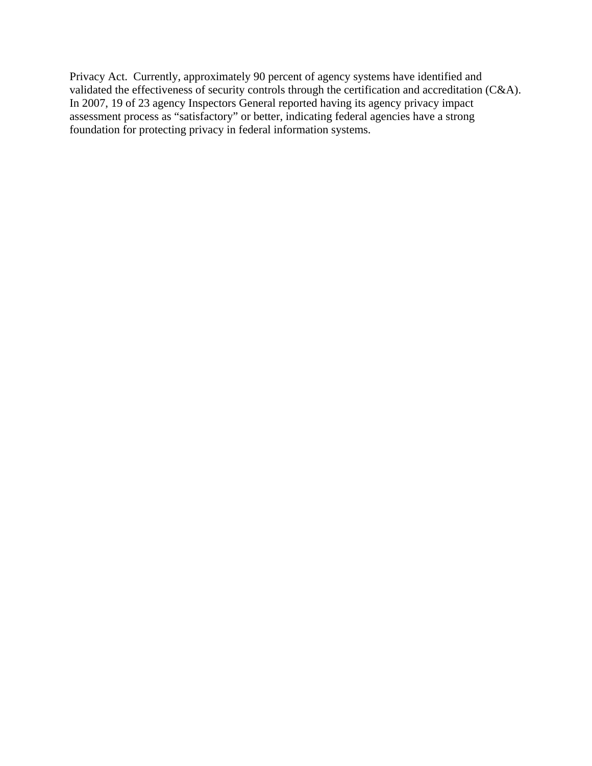Privacy Act. Currently, approximately 90 percent of agency systems have identified and validated the effectiveness of security controls through the certification and accreditation (C&A). In 2007, 19 of 23 agency Inspectors General reported having its agency privacy impact assessment process as "satisfactory" or better, indicating federal agencies have a strong foundation for protecting privacy in federal information systems.